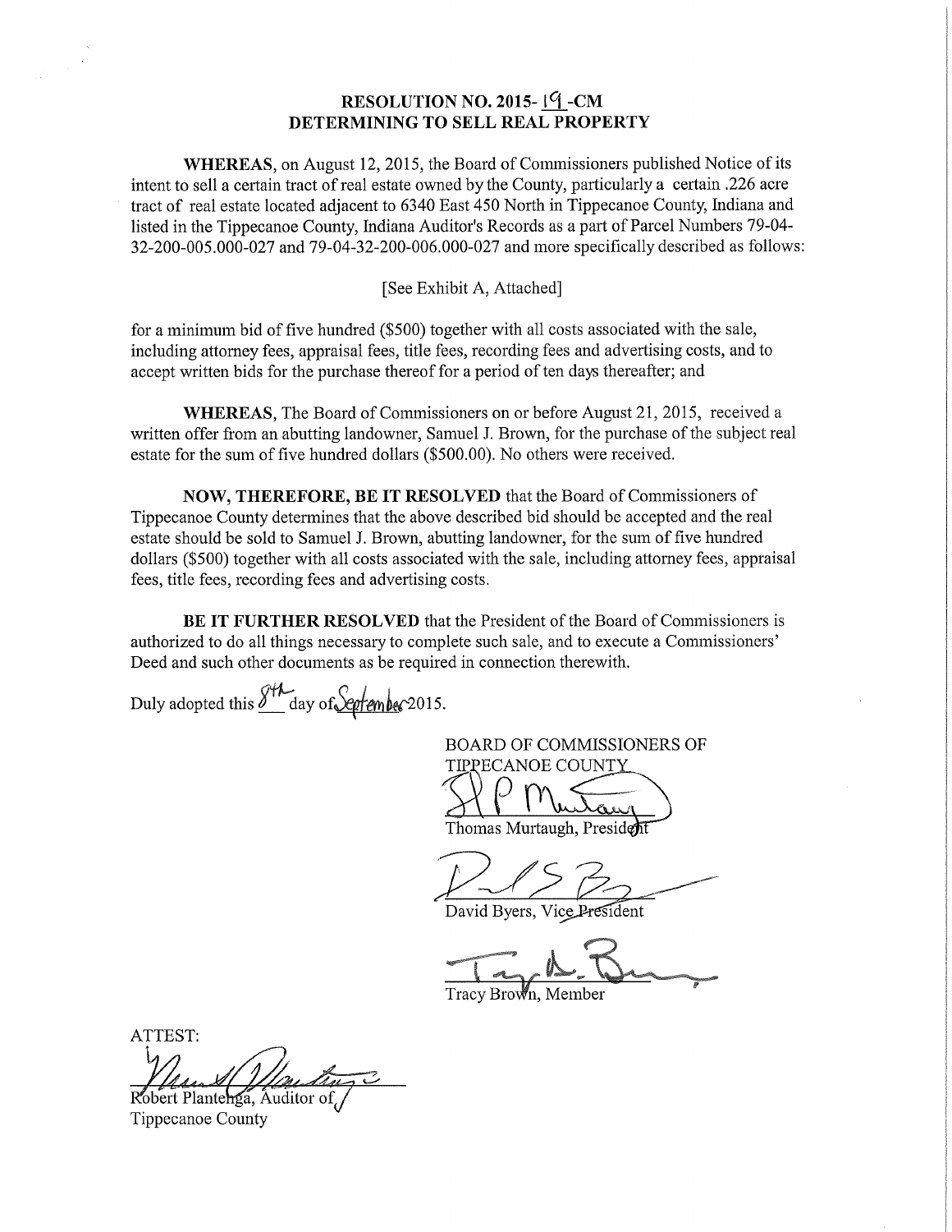# RESOLUTION NO. 2015- 19 -CM
# DETERMINING TO SELL REAL PROPERTY

**WHEREAS**, on August 12, 2015, the Board of Commissioners published Notice of its intent to sell a certain tract of real estate owned by the County, particularly a certain .226 acre tract of real estate located adjacent to 6340 East 450 North in Tippecanoe County, Indiana and listed in the Tippecanoe County, Indiana Auditor's Records as a part of Parcel Numbers 79-04-32-200-005.000-027 and 79-04-32-200-006.000-027 and more specifically described as follows:

[See Exhibit A, Attached]

for a minimum bid of five hundred ($500) together with all costs associated with the sale, including attorney fees, appraisal fees, title fees, recording fees and advertising costs, and to accept written bids for the purchase thereof for a period of ten days thereafter; and

**WHEREAS**, The Board of Commissioners on or before August 21, 2015, received a written offer from an abutting landowner, Samuel J. Brown, for the purchase of the subject real estate for the sum of five hundred dollars ($500.00). No others were received.

**NOW, THEREFORE, BE IT RESOLVED** that the Board of Commissioners of Tippecanoe County determines that the above described bid should be accepted and the real estate should be sold to Samuel J. Brown, abutting landowner, for the sum of five hundred dollars ($500) together with all costs associated with the sale, including attorney fees, appraisal fees, title fees, recording fees and advertising costs.

**BE IT FURTHER RESOLVED** that the President of the Board of Commissioners is authorized to do all things necessary to complete such sale, and to execute a Commissioners' Deed and such other documents as be required in connection therewith.

Duly adopted this 8th day of September 2015.

BOARD OF COMMISSIONERS OF TIPPECANOE COUNTY

Thomas Murtaugh, President

David Byers, Vice President

Tracy Brown, Member

ATTEST:

Robert Plantenga, Auditor of Tippecanoe County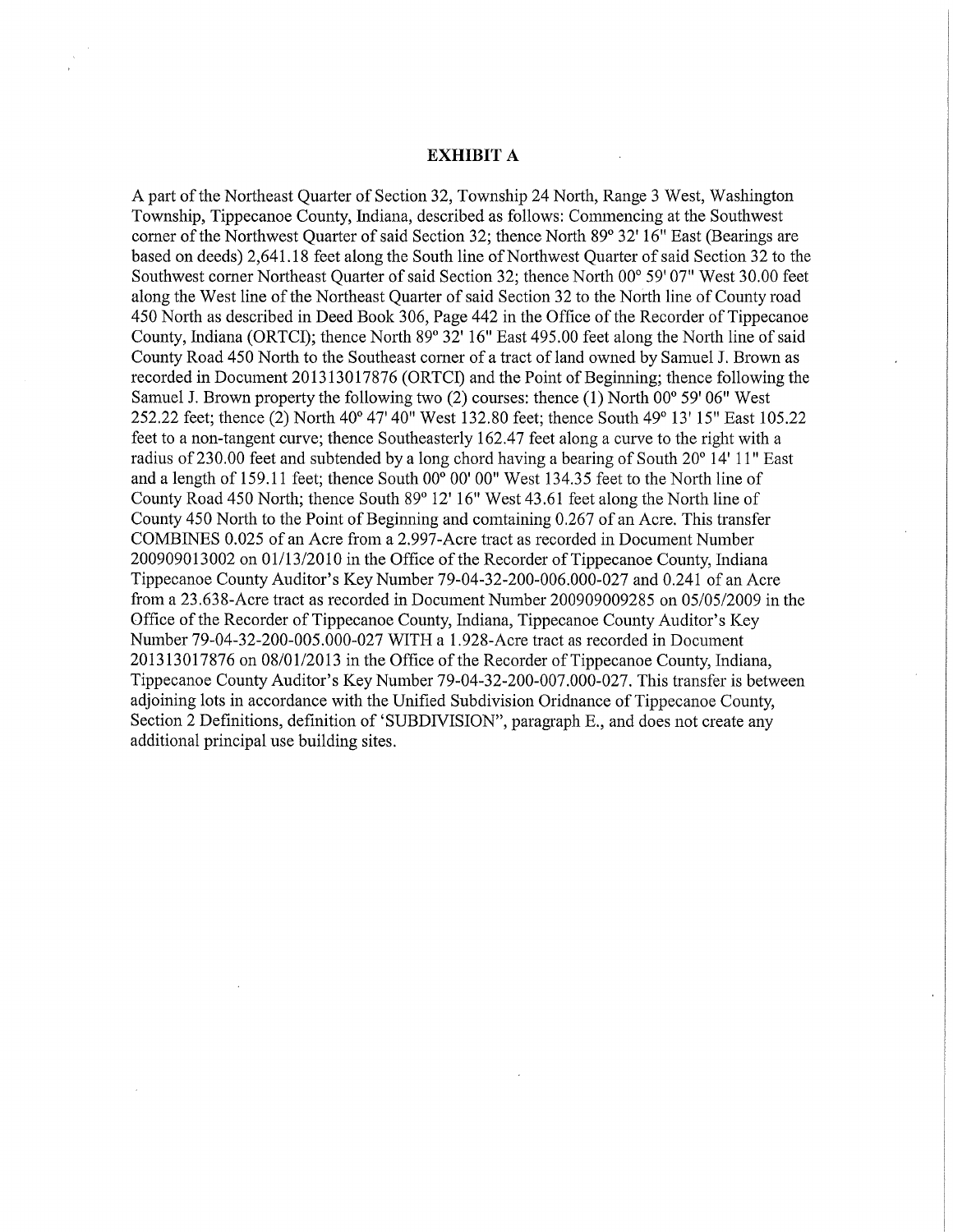# EXHIBIT A

A part of the Northeast Quarter of Section 32, Township 24 North, Range 3 West, Washington Township, Tippecanoe County, Indiana, described as follows: Commencing at the Southwest corner of the Northwest Quarter of said Section 32; thence North 89° 32' 16" East (Bearings are based on deeds) 2,641.18 feet along the South line of Northwest Quarter of said Section 32 to the Southwest corner Northeast Quarter of said Section 32; thence North 00° 59' 07" West 30.00 feet along the West line of the Northeast Quarter of said Section 32 to the North line of County road 450 North as described in Deed Book 306, Page 442 in the Office of the Recorder of Tippecanoe County, Indiana (ORTCI); thence North 89° 32' 16" East 495.00 feet along the North line of said County Road 450 North to the Southeast corner of a tract of land owned by Samuel J. Brown as recorded in Document 201313017876 (ORTCI) and the Point of Beginning; thence following the Samuel J. Brown property the following two (2) courses: thence (1) North 00° 59' 06" West 252.22 feet; thence (2) North 40° 47' 40" West 132.80 feet; thence South 49° 13' 15" East 105.22 feet to a non-tangent curve; thence Southeasterly 162.47 feet along a curve to the right with a radius of 230.00 feet and subtended by a long chord having a bearing of South 20° 14' 11" East and a length of 159.11 feet; thence South 00° 00' 00" West 134.35 feet to the North line of County Road 450 North; thence South 89° 12' 16" West 43.61 feet along the North line of County 450 North to the Point of Beginning and comtaining 0.267 of an Acre. This transfer COMBINES 0.025 of an Acre from a 2.997-Acre tract as recorded in Document Number 200909013002 on 01/13/2010 in the Office of the Recorder of Tippecanoe County, Indiana Tippecanoe County Auditor's Key Number 79-04-32-200-006.000-027 and 0.241 of an Acre from a 23.638-Acre tract as recorded in Document Number 200909009285 on 05/05/2009 in the Office of the Recorder of Tippecanoe County, Indiana, Tippecanoe County Auditor's Key Number 79-04-32-200-005.000-027 WITH a 1.928-Acre tract as recorded in Document 201313017876 on 08/01/2013 in the Office of the Recorder of Tippecanoe County, Indiana, Tippecanoe County Auditor's Key Number 79-04-32-200-007.000-027. This transfer is between adjoining lots in accordance with the Unified Subdivision Oridnance of Tippecanoe County, Section 2 Definitions, definition of 'SUBDIVISION", paragraph E., and does not create any additional principal use building sites.